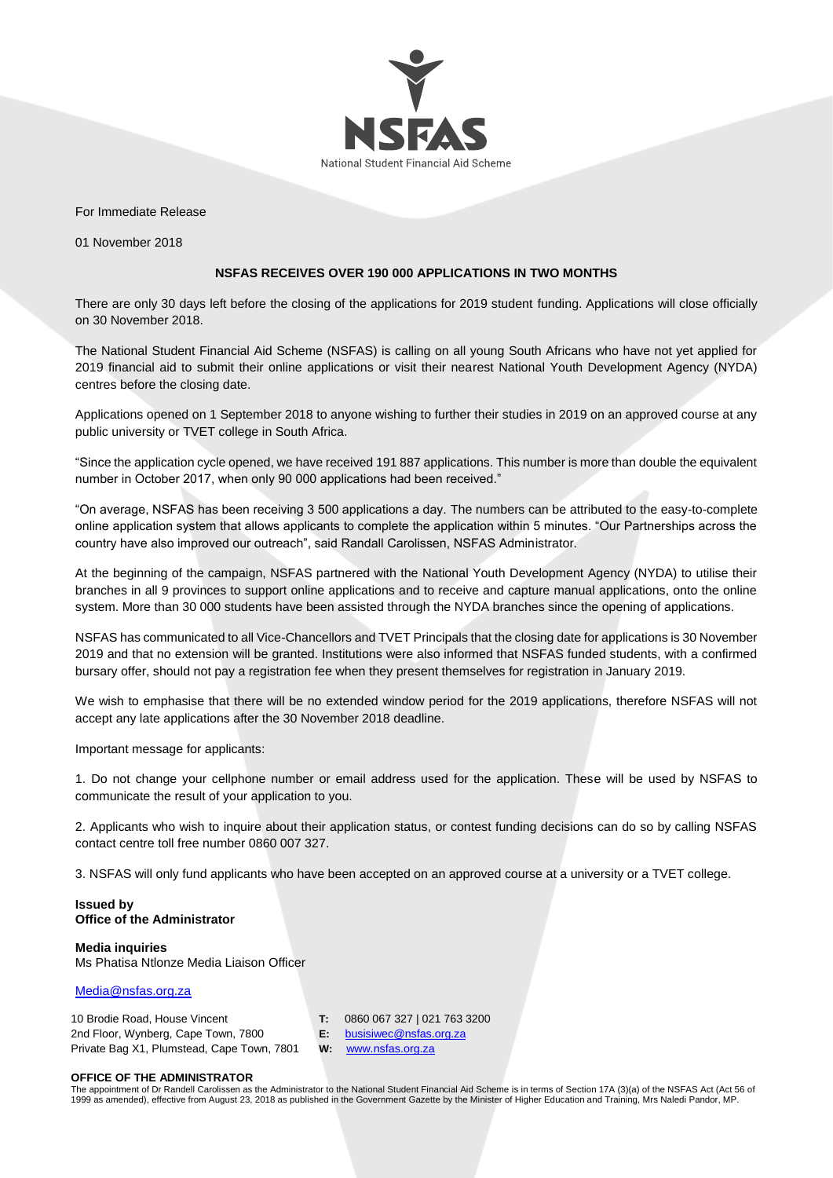NSFAS
National Student Financial Aid Scheme

For Immediate Release

01 November 2018

## NSFAS RECEIVES OVER 190 000 APPLICATIONS IN TWO MONTHS

There are only 30 days left before the closing of the applications for 2019 student funding. Applications will close officially on 30 November 2018.

The National Student Financial Aid Scheme (NSFAS) is calling on all young South Africans who have not yet applied for 2019 financial aid to submit their online applications or visit their nearest National Youth Development Agency (NYDA) centres before the closing date.

Applications opened on 1 September 2018 to anyone wishing to further their studies in 2019 on an approved course at any public university or TVET college in South Africa.

"Since the application cycle opened, we have received 191 887 applications. This number is more than double the equivalent number in October 2017, when only 90 000 applications had been received."

"On average, NSFAS has been receiving 3 500 applications a day. The numbers can be attributed to the easy-to-complete online application system that allows applicants to complete the application within 5 minutes. "Our Partnerships across the country have also improved our outreach", said Randall Carolissen, NSFAS Administrator.

At the beginning of the campaign, NSFAS partnered with the National Youth Development Agency (NYDA) to utilise their branches in all 9 provinces to support online applications and to receive and capture manual applications, onto the online system. More than 30 000 students have been assisted through the NYDA branches since the opening of applications.

NSFAS has communicated to all Vice-Chancellors and TVET Principals that the closing date for applications is 30 November 2019 and that no extension will be granted. Institutions were also informed that NSFAS funded students, with a confirmed bursary offer, should not pay a registration fee when they present themselves for registration in January 2019.

We wish to emphasise that there will be no extended window period for the 2019 applications, therefore NSFAS will not accept any late applications after the 30 November 2018 deadline.

Important message for applicants:

1. Do not change your cellphone number or email address used for the application. These will be used by NSFAS to communicate the result of your application to you.

2. Applicants who wish to inquire about their application status, or contest funding decisions can do so by calling NSFAS contact centre toll free number 0860 007 327.

3. NSFAS will only fund applicants who have been accepted on an approved course at a university or a TVET college.

**Issued by**
**Office of the Administrator**

**Media inquiries**
Ms Phatisa Ntlonze Media Liaison Officer

Media@nsfas.org.za

10 Brodie Road, House Vincent
2nd Floor, Wynberg, Cape Town, 7800
Private Bag X1, Plumstead, Cape Town, 7801

**T:** 0860 067 327 | 021 763 3200
**E:** busisiwec@nsfas.org.za
**W:** www.nsfas.org.za

**OFFICE OF THE ADMINISTRATOR**
The appointment of Dr Randell Carolissen as the Administrator to the National Student Financial Aid Scheme is in terms of Section 17A (3)(a) of the NSFAS Act (Act 56 of 1999 as amended), effective from August 23, 2018 as published in the Government Gazette by the Minister of Higher Education and Training, Mrs Naledi Pandor, MP.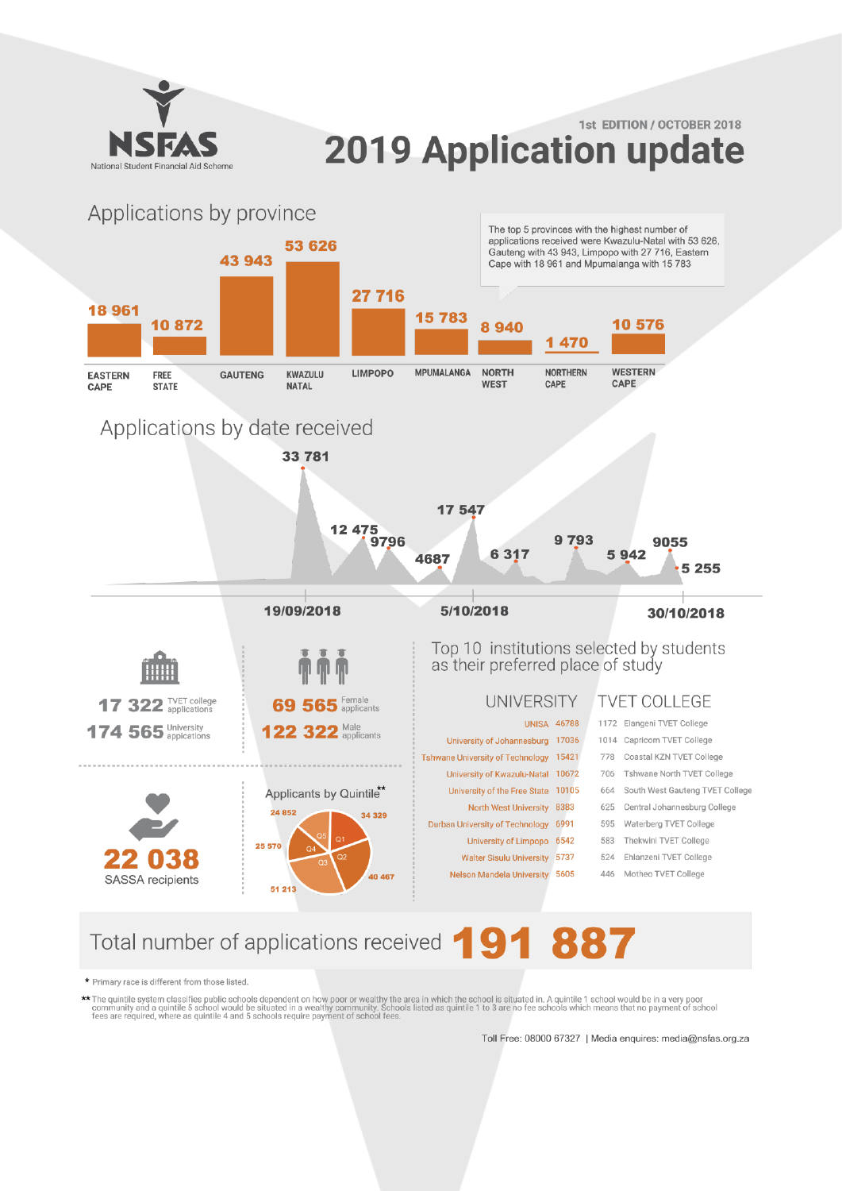NSFAS
National Student Financial Aid Scheme

1st EDITION / OCTOBER 2018

# 2019 Application update

## Applications by province

The top 5 provinces with the highest number of applications received were Kwazulu-Natal with 53 626, Gauteng with 43 943, Limpopo with 27 716, Eastern Cape with 18 961 and Mpumalanga with 15 783

18 961
EASTERN CAPE

10 872
FREE STATE

43 943
GAUTENG

53 626
KWAZULU NATAL

27 716
LIMPOPO

15 783
MPUMALANGA

8 940
NORTH WEST

1 470
NORTHERN CAPE

10 576
WESTERN CAPE

## Applications by date received

33 781
12 475
9796
4687
17 547
6 317
9 793
5 942
9055
5 255

19/09/2018
5/10/2018
30/10/2018

**17 322** TVET college applications

**174 565** University applications

**69 565** Female applicants

**122 322** Male applicants

**22 038** SASSA recipients

Applicants by Quintile**

Q1: 34 329
Q2: 40 467
Q3: 51 213
Q4: 25 570
Q5: 24 852

## Top 10 institutions selected by students as their preferred place of study

| UNIVERSITY | | TVET COLLEGE | |
|---|---|---|---|
| UNISA | 46788 | 1172 | Elangeni TVET College |
| University of Johannesburg | 17036 | 1014 | Capricorn TVET College |
| Tshwane University of Technology | 15421 | 778 | Coastal KZN TVET College |
| University of Kwazulu-Natal | 10672 | 706 | Tshwane North TVET College |
| University of the Free State | 10105 | 664 | South West Gauteng TVET College |
| North West University | 8383 | 625 | Central Johannesburg College |
| Durban University of Technology | 6991 | 595 | Waterberg TVET College |
| University of Limpopo | 6542 | 583 | Thekwini TVET College |
| Walter Sisulu University | 5737 | 524 | Ehlanzeni TVET College |
| Nelson Mandela University | 5605 | 446 | Motheo TVET College |

Total number of applications received **191 887**

\* Primary race is different from those listed.

** The quintile system classifies public schools dependent on how poor or wealthy the area in which the school is situated in. A quintile 1 school would be in a very poor community and a quintile 5 school would be situated in a wealthy community. Schools listed as quintile 1 to 3 are no fee schools which means that no payment of school fees are required, where as quintile 4 and 5 schools require payment of school fees.

Toll Free: 08000 67327 | Media enquires: media@nsfas.org.za